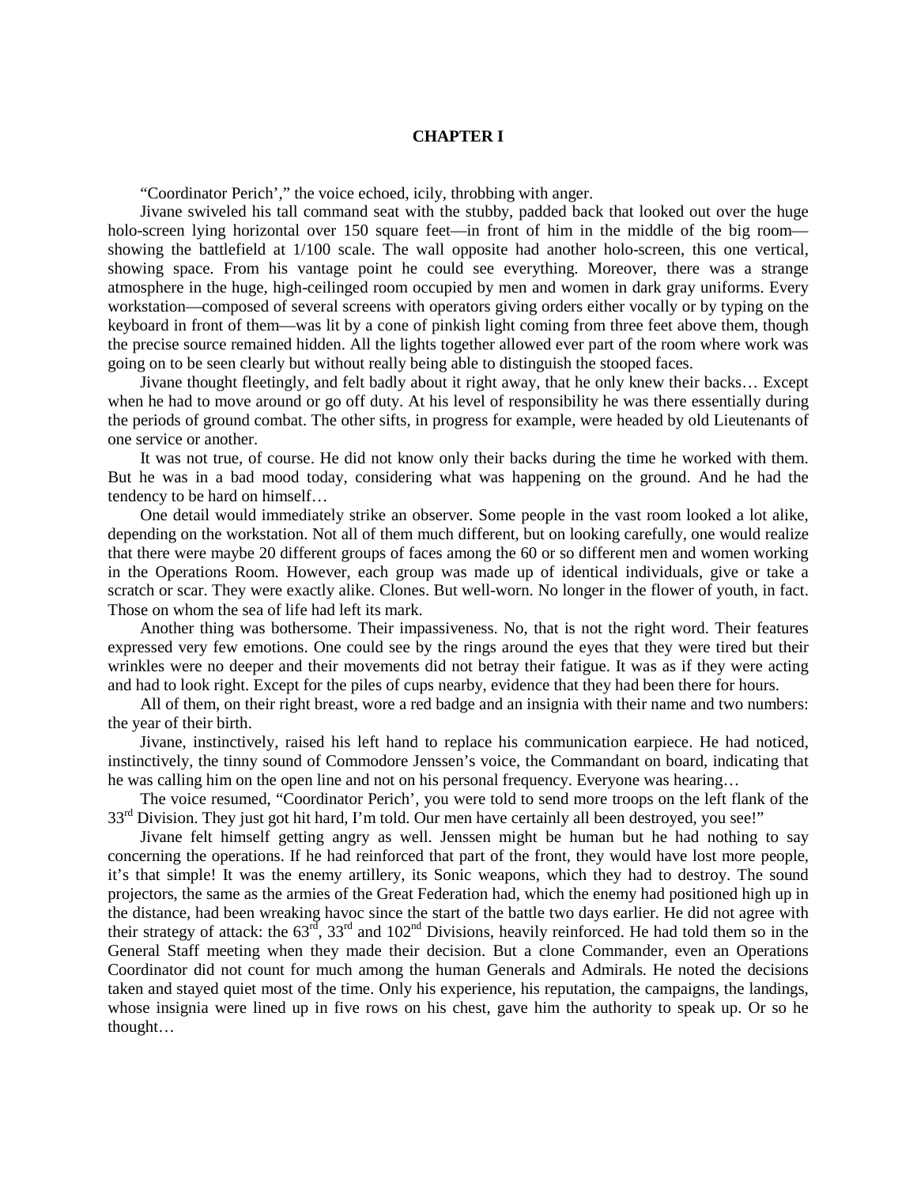# CHAPTER I

"Coordinator Perich'," the voice echoed, icily, throbbing with anger.

Jivane swiveled his tall command seat with the stubby, padded back that looked out over the huge holo-screen lying horizontal over 150 square feet—in front of him in the middle of the big room—showing the battlefield at 1/100 scale. The wall opposite had another holo-screen, this one vertical, showing space. From his vantage point he could see everything. Moreover, there was a strange atmosphere in the huge, high-ceilinged room occupied by men and women in dark gray uniforms. Every workstation—composed of several screens with operators giving orders either vocally or by typing on the keyboard in front of them—was lit by a cone of pinkish light coming from three feet above them, though the precise source remained hidden. All the lights together allowed ever part of the room where work was going on to be seen clearly but without really being able to distinguish the stooped faces.

Jivane thought fleetingly, and felt badly about it right away, that he only knew their backs… Except when he had to move around or go off duty. At his level of responsibility he was there essentially during the periods of ground combat. The other sifts, in progress for example, were headed by old Lieutenants of one service or another.

It was not true, of course. He did not know only their backs during the time he worked with them. But he was in a bad mood today, considering what was happening on the ground. And he had the tendency to be hard on himself…

One detail would immediately strike an observer. Some people in the vast room looked a lot alike, depending on the workstation. Not all of them much different, but on looking carefully, one would realize that there were maybe 20 different groups of faces among the 60 or so different men and women working in the Operations Room. However, each group was made up of identical individuals, give or take a scratch or scar. They were exactly alike. Clones. But well-worn. No longer in the flower of youth, in fact. Those on whom the sea of life had left its mark.

Another thing was bothersome. Their impassiveness. No, that is not the right word. Their features expressed very few emotions. One could see by the rings around the eyes that they were tired but their wrinkles were no deeper and their movements did not betray their fatigue. It was as if they were acting and had to look right. Except for the piles of cups nearby, evidence that they had been there for hours.

All of them, on their right breast, wore a red badge and an insignia with their name and two numbers: the year of their birth.

Jivane, instinctively, raised his left hand to replace his communication earpiece. He had noticed, instinctively, the tinny sound of Commodore Jenssen's voice, the Commandant on board, indicating that he was calling him on the open line and not on his personal frequency. Everyone was hearing…

The voice resumed, "Coordinator Perich', you were told to send more troops on the left flank of the 33rd Division. They just got hit hard, I'm told. Our men have certainly all been destroyed, you see!"

Jivane felt himself getting angry as well. Jenssen might be human but he had nothing to say concerning the operations. If he had reinforced that part of the front, they would have lost more people, it's that simple! It was the enemy artillery, its Sonic weapons, which they had to destroy. The sound projectors, the same as the armies of the Great Federation had, which the enemy had positioned high up in the distance, had been wreaking havoc since the start of the battle two days earlier. He did not agree with their strategy of attack: the 63rd, 33rd and 102nd Divisions, heavily reinforced. He had told them so in the General Staff meeting when they made their decision. But a clone Commander, even an Operations Coordinator did not count for much among the human Generals and Admirals. He noted the decisions taken and stayed quiet most of the time. Only his experience, his reputation, the campaigns, the landings, whose insignia were lined up in five rows on his chest, gave him the authority to speak up. Or so he thought…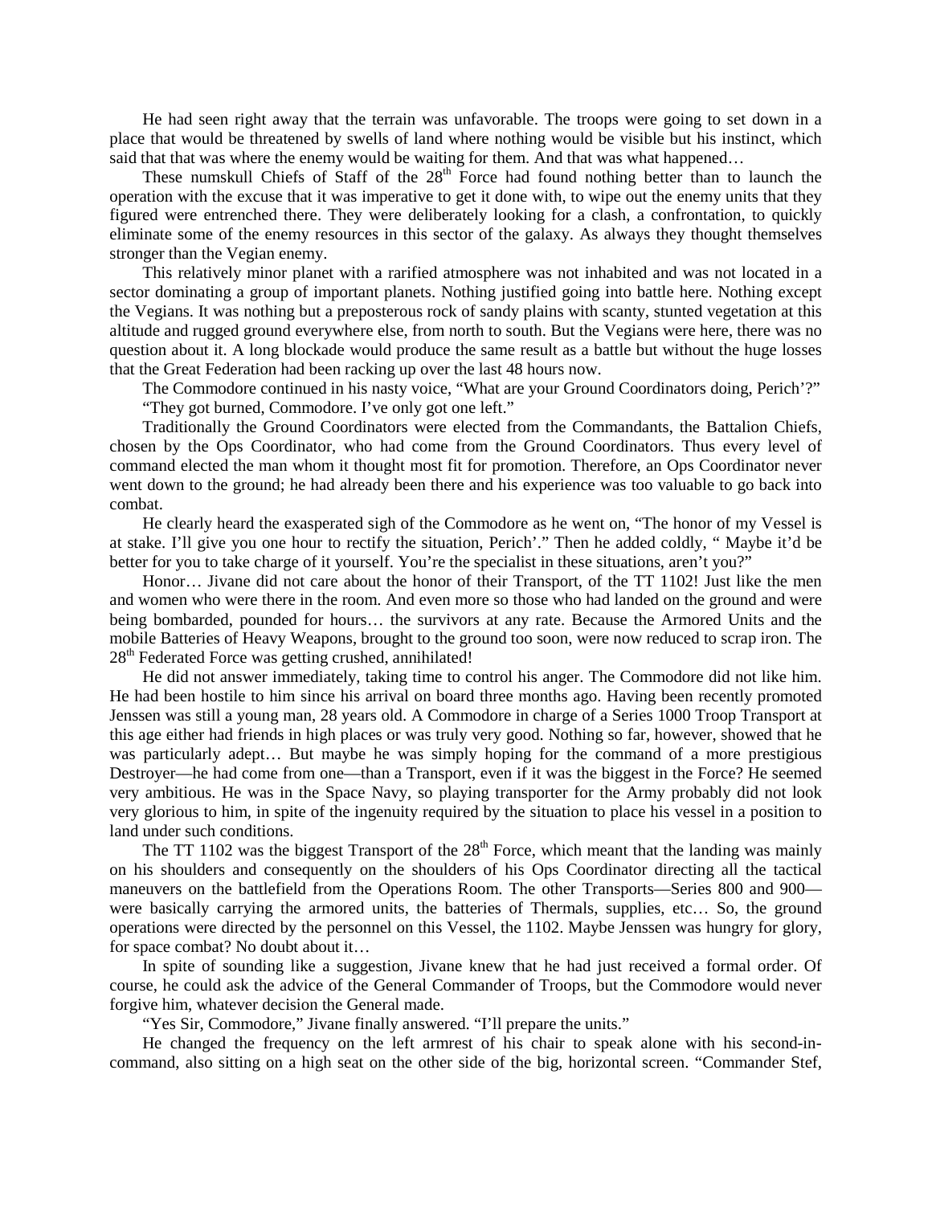He had seen right away that the terrain was unfavorable. The troops were going to set down in a place that would be threatened by swells of land where nothing would be visible but his instinct, which said that that was where the enemy would be waiting for them. And that was what happened…

These numskull Chiefs of Staff of the 28th Force had found nothing better than to launch the operation with the excuse that it was imperative to get it done with, to wipe out the enemy units that they figured were entrenched there. They were deliberately looking for a clash, a confrontation, to quickly eliminate some of the enemy resources in this sector of the galaxy. As always they thought themselves stronger than the Vegian enemy.

This relatively minor planet with a rarified atmosphere was not inhabited and was not located in a sector dominating a group of important planets. Nothing justified going into battle here. Nothing except the Vegians. It was nothing but a preposterous rock of sandy plains with scanty, stunted vegetation at this altitude and rugged ground everywhere else, from north to south. But the Vegians were here, there was no question about it. A long blockade would produce the same result as a battle but without the huge losses that the Great Federation had been racking up over the last 48 hours now.

The Commodore continued in his nasty voice, "What are your Ground Coordinators doing, Perich'?"

"They got burned, Commodore. I've only got one left."

Traditionally the Ground Coordinators were elected from the Commandants, the Battalion Chiefs, chosen by the Ops Coordinator, who had come from the Ground Coordinators. Thus every level of command elected the man whom it thought most fit for promotion. Therefore, an Ops Coordinator never went down to the ground; he had already been there and his experience was too valuable to go back into combat.

He clearly heard the exasperated sigh of the Commodore as he went on, "The honor of my Vessel is at stake. I'll give you one hour to rectify the situation, Perich'." Then he added coldly, " Maybe it'd be better for you to take charge of it yourself. You're the specialist in these situations, aren't you?"

Honor… Jivane did not care about the honor of their Transport, of the TT 1102! Just like the men and women who were there in the room. And even more so those who had landed on the ground and were being bombarded, pounded for hours… the survivors at any rate. Because the Armored Units and the mobile Batteries of Heavy Weapons, brought to the ground too soon, were now reduced to scrap iron. The 28th Federated Force was getting crushed, annihilated!

He did not answer immediately, taking time to control his anger. The Commodore did not like him. He had been hostile to him since his arrival on board three months ago. Having been recently promoted Jenssen was still a young man, 28 years old. A Commodore in charge of a Series 1000 Troop Transport at this age either had friends in high places or was truly very good. Nothing so far, however, showed that he was particularly adept… But maybe he was simply hoping for the command of a more prestigious Destroyer—he had come from one—than a Transport, even if it was the biggest in the Force? He seemed very ambitious. He was in the Space Navy, so playing transporter for the Army probably did not look very glorious to him, in spite of the ingenuity required by the situation to place his vessel in a position to land under such conditions.

The TT 1102 was the biggest Transport of the 28th Force, which meant that the landing was mainly on his shoulders and consequently on the shoulders of his Ops Coordinator directing all the tactical maneuvers on the battlefield from the Operations Room. The other Transports—Series 800 and 900—were basically carrying the armored units, the batteries of Thermals, supplies, etc… So, the ground operations were directed by the personnel on this Vessel, the 1102. Maybe Jenssen was hungry for glory, for space combat? No doubt about it…

In spite of sounding like a suggestion, Jivane knew that he had just received a formal order. Of course, he could ask the advice of the General Commander of Troops, but the Commodore would never forgive him, whatever decision the General made.

"Yes Sir, Commodore," Jivane finally answered. "I'll prepare the units."

He changed the frequency on the left armrest of his chair to speak alone with his second-in-command, also sitting on a high seat on the other side of the big, horizontal screen. "Commander Stef,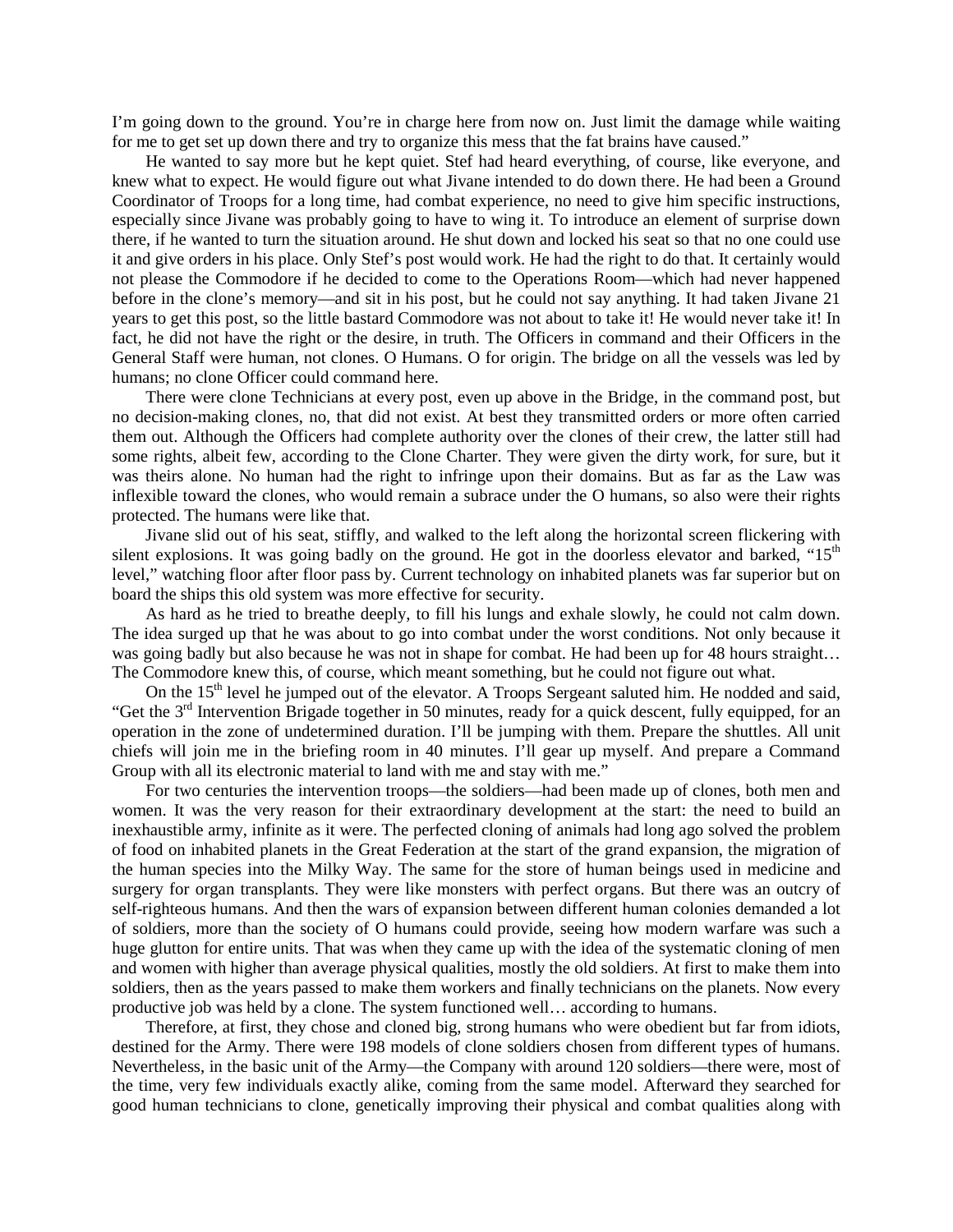I'm going down to the ground. You're in charge here from now on. Just limit the damage while waiting for me to get set up down there and try to organize this mess that the fat brains have caused."

He wanted to say more but he kept quiet. Stef had heard everything, of course, like everyone, and knew what to expect. He would figure out what Jivane intended to do down there. He had been a Ground Coordinator of Troops for a long time, had combat experience, no need to give him specific instructions, especially since Jivane was probably going to have to wing it. To introduce an element of surprise down there, if he wanted to turn the situation around. He shut down and locked his seat so that no one could use it and give orders in his place. Only Stef's post would work. He had the right to do that. It certainly would not please the Commodore if he decided to come to the Operations Room—which had never happened before in the clone's memory—and sit in his post, but he could not say anything. It had taken Jivane 21 years to get this post, so the little bastard Commodore was not about to take it! He would never take it! In fact, he did not have the right or the desire, in truth. The Officers in command and their Officers in the General Staff were human, not clones. O Humans. O for origin. The bridge on all the vessels was led by humans; no clone Officer could command here.

There were clone Technicians at every post, even up above in the Bridge, in the command post, but no decision-making clones, no, that did not exist. At best they transmitted orders or more often carried them out. Although the Officers had complete authority over the clones of their crew, the latter still had some rights, albeit few, according to the Clone Charter. They were given the dirty work, for sure, but it was theirs alone. No human had the right to infringe upon their domains. But as far as the Law was inflexible toward the clones, who would remain a subrace under the O humans, so also were their rights protected. The humans were like that.

Jivane slid out of his seat, stiffly, and walked to the left along the horizontal screen flickering with silent explosions. It was going badly on the ground. He got in the doorless elevator and barked, "15th level," watching floor after floor pass by. Current technology on inhabited planets was far superior but on board the ships this old system was more effective for security.

As hard as he tried to breathe deeply, to fill his lungs and exhale slowly, he could not calm down. The idea surged up that he was about to go into combat under the worst conditions. Not only because it was going badly but also because he was not in shape for combat. He had been up for 48 hours straight… The Commodore knew this, of course, which meant something, but he could not figure out what.

On the 15th level he jumped out of the elevator. A Troops Sergeant saluted him. He nodded and said, "Get the 3rd Intervention Brigade together in 50 minutes, ready for a quick descent, fully equipped, for an operation in the zone of undetermined duration. I'll be jumping with them. Prepare the shuttles. All unit chiefs will join me in the briefing room in 40 minutes. I'll gear up myself. And prepare a Command Group with all its electronic material to land with me and stay with me."

For two centuries the intervention troops—the soldiers—had been made up of clones, both men and women. It was the very reason for their extraordinary development at the start: the need to build an inexhaustible army, infinite as it were. The perfected cloning of animals had long ago solved the problem of food on inhabited planets in the Great Federation at the start of the grand expansion, the migration of the human species into the Milky Way. The same for the store of human beings used in medicine and surgery for organ transplants. They were like monsters with perfect organs. But there was an outcry of self-righteous humans. And then the wars of expansion between different human colonies demanded a lot of soldiers, more than the society of O humans could provide, seeing how modern warfare was such a huge glutton for entire units. That was when they came up with the idea of the systematic cloning of men and women with higher than average physical qualities, mostly the old soldiers. At first to make them into soldiers, then as the years passed to make them workers and finally technicians on the planets. Now every productive job was held by a clone. The system functioned well… according to humans.

Therefore, at first, they chose and cloned big, strong humans who were obedient but far from idiots, destined for the Army. There were 198 models of clone soldiers chosen from different types of humans. Nevertheless, in the basic unit of the Army—the Company with around 120 soldiers—there were, most of the time, very few individuals exactly alike, coming from the same model. Afterward they searched for good human technicians to clone, genetically improving their physical and combat qualities along with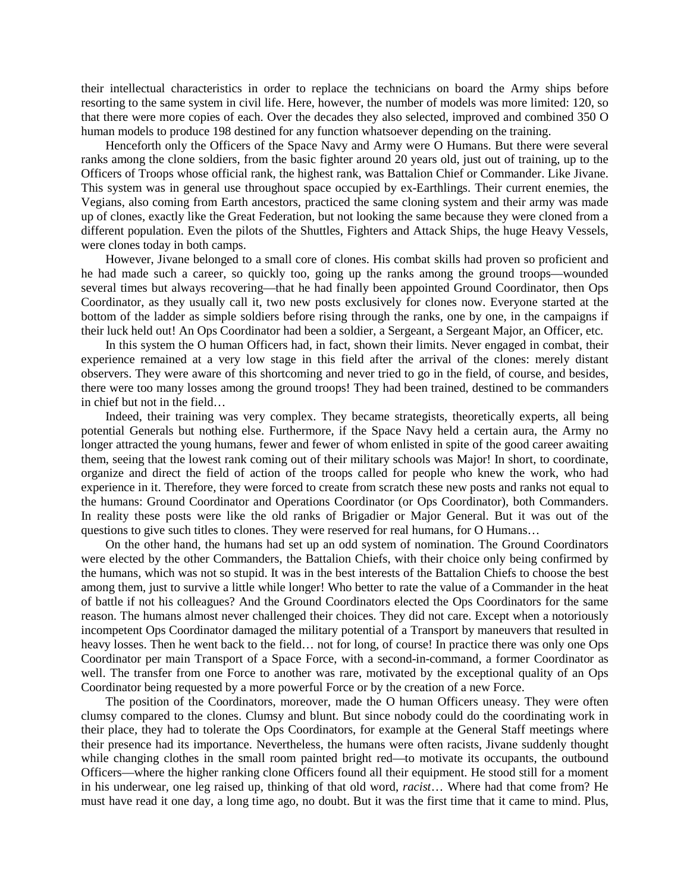their intellectual characteristics in order to replace the technicians on board the Army ships before resorting to the same system in civil life. Here, however, the number of models was more limited: 120, so that there were more copies of each. Over the decades they also selected, improved and combined 350 O human models to produce 198 destined for any function whatsoever depending on the training.

Henceforth only the Officers of the Space Navy and Army were O Humans. But there were several ranks among the clone soldiers, from the basic fighter around 20 years old, just out of training, up to the Officers of Troops whose official rank, the highest rank, was Battalion Chief or Commander. Like Jivane. This system was in general use throughout space occupied by ex-Earthlings. Their current enemies, the Vegians, also coming from Earth ancestors, practiced the same cloning system and their army was made up of clones, exactly like the Great Federation, but not looking the same because they were cloned from a different population. Even the pilots of the Shuttles, Fighters and Attack Ships, the huge Heavy Vessels, were clones today in both camps.

However, Jivane belonged to a small core of clones. His combat skills had proven so proficient and he had made such a career, so quickly too, going up the ranks among the ground troops—wounded several times but always recovering—that he had finally been appointed Ground Coordinator, then Ops Coordinator, as they usually call it, two new posts exclusively for clones now. Everyone started at the bottom of the ladder as simple soldiers before rising through the ranks, one by one, in the campaigns if their luck held out! An Ops Coordinator had been a soldier, a Sergeant, a Sergeant Major, an Officer, etc.

In this system the O human Officers had, in fact, shown their limits. Never engaged in combat, their experience remained at a very low stage in this field after the arrival of the clones: merely distant observers. They were aware of this shortcoming and never tried to go in the field, of course, and besides, there were too many losses among the ground troops! They had been trained, destined to be commanders in chief but not in the field…

Indeed, their training was very complex. They became strategists, theoretically experts, all being potential Generals but nothing else. Furthermore, if the Space Navy held a certain aura, the Army no longer attracted the young humans, fewer and fewer of whom enlisted in spite of the good career awaiting them, seeing that the lowest rank coming out of their military schools was Major! In short, to coordinate, organize and direct the field of action of the troops called for people who knew the work, who had experience in it. Therefore, they were forced to create from scratch these new posts and ranks not equal to the humans: Ground Coordinator and Operations Coordinator (or Ops Coordinator), both Commanders. In reality these posts were like the old ranks of Brigadier or Major General. But it was out of the questions to give such titles to clones. They were reserved for real humans, for O Humans…

On the other hand, the humans had set up an odd system of nomination. The Ground Coordinators were elected by the other Commanders, the Battalion Chiefs, with their choice only being confirmed by the humans, which was not so stupid. It was in the best interests of the Battalion Chiefs to choose the best among them, just to survive a little while longer! Who better to rate the value of a Commander in the heat of battle if not his colleagues? And the Ground Coordinators elected the Ops Coordinators for the same reason. The humans almost never challenged their choices. They did not care. Except when a notoriously incompetent Ops Coordinator damaged the military potential of a Transport by maneuvers that resulted in heavy losses. Then he went back to the field… not for long, of course! In practice there was only one Ops Coordinator per main Transport of a Space Force, with a second-in-command, a former Coordinator as well. The transfer from one Force to another was rare, motivated by the exceptional quality of an Ops Coordinator being requested by a more powerful Force or by the creation of a new Force.

The position of the Coordinators, moreover, made the O human Officers uneasy. They were often clumsy compared to the clones. Clumsy and blunt. But since nobody could do the coordinating work in their place, they had to tolerate the Ops Coordinators, for example at the General Staff meetings where their presence had its importance. Nevertheless, the humans were often racists, Jivane suddenly thought while changing clothes in the small room painted bright red—to motivate its occupants, the outbound Officers—where the higher ranking clone Officers found all their equipment. He stood still for a moment in his underwear, one leg raised up, thinking of that old word, *racist*… Where had that come from? He must have read it one day, a long time ago, no doubt. But it was the first time that it came to mind. Plus,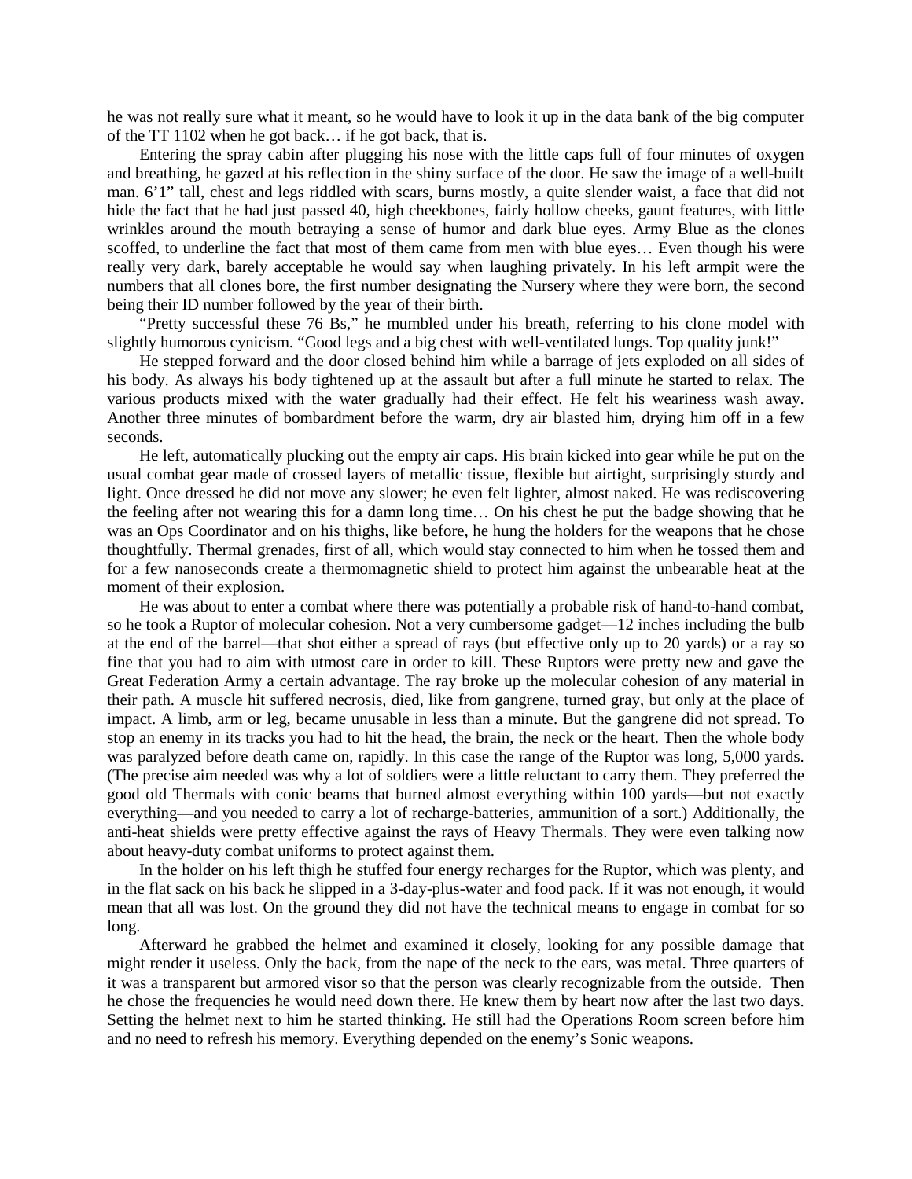he was not really sure what it meant, so he would have to look it up in the data bank of the big computer of the TT 1102 when he got back… if he got back, that is.

Entering the spray cabin after plugging his nose with the little caps full of four minutes of oxygen and breathing, he gazed at his reflection in the shiny surface of the door. He saw the image of a well-built man. 6'1" tall, chest and legs riddled with scars, burns mostly, a quite slender waist, a face that did not hide the fact that he had just passed 40, high cheekbones, fairly hollow cheeks, gaunt features, with little wrinkles around the mouth betraying a sense of humor and dark blue eyes. Army Blue as the clones scoffed, to underline the fact that most of them came from men with blue eyes… Even though his were really very dark, barely acceptable he would say when laughing privately. In his left armpit were the numbers that all clones bore, the first number designating the Nursery where they were born, the second being their ID number followed by the year of their birth.

"Pretty successful these 76 Bs," he mumbled under his breath, referring to his clone model with slightly humorous cynicism. "Good legs and a big chest with well-ventilated lungs. Top quality junk!"

He stepped forward and the door closed behind him while a barrage of jets exploded on all sides of his body. As always his body tightened up at the assault but after a full minute he started to relax. The various products mixed with the water gradually had their effect. He felt his weariness wash away. Another three minutes of bombardment before the warm, dry air blasted him, drying him off in a few seconds.

He left, automatically plucking out the empty air caps. His brain kicked into gear while he put on the usual combat gear made of crossed layers of metallic tissue, flexible but airtight, surprisingly sturdy and light. Once dressed he did not move any slower; he even felt lighter, almost naked. He was rediscovering the feeling after not wearing this for a damn long time… On his chest he put the badge showing that he was an Ops Coordinator and on his thighs, like before, he hung the holders for the weapons that he chose thoughtfully. Thermal grenades, first of all, which would stay connected to him when he tossed them and for a few nanoseconds create a thermomagnetic shield to protect him against the unbearable heat at the moment of their explosion.

He was about to enter a combat where there was potentially a probable risk of hand-to-hand combat, so he took a Ruptor of molecular cohesion. Not a very cumbersome gadget—12 inches including the bulb at the end of the barrel—that shot either a spread of rays (but effective only up to 20 yards) or a ray so fine that you had to aim with utmost care in order to kill. These Ruptors were pretty new and gave the Great Federation Army a certain advantage. The ray broke up the molecular cohesion of any material in their path. A muscle hit suffered necrosis, died, like from gangrene, turned gray, but only at the place of impact. A limb, arm or leg, became unusable in less than a minute. But the gangrene did not spread. To stop an enemy in its tracks you had to hit the head, the brain, the neck or the heart. Then the whole body was paralyzed before death came on, rapidly. In this case the range of the Ruptor was long, 5,000 yards. (The precise aim needed was why a lot of soldiers were a little reluctant to carry them. They preferred the good old Thermals with conic beams that burned almost everything within 100 yards—but not exactly everything—and you needed to carry a lot of recharge-batteries, ammunition of a sort.) Additionally, the anti-heat shields were pretty effective against the rays of Heavy Thermals. They were even talking now about heavy-duty combat uniforms to protect against them.

In the holder on his left thigh he stuffed four energy recharges for the Ruptor, which was plenty, and in the flat sack on his back he slipped in a 3-day-plus-water and food pack. If it was not enough, it would mean that all was lost. On the ground they did not have the technical means to engage in combat for so long.

Afterward he grabbed the helmet and examined it closely, looking for any possible damage that might render it useless. Only the back, from the nape of the neck to the ears, was metal. Three quarters of it was a transparent but armored visor so that the person was clearly recognizable from the outside. Then he chose the frequencies he would need down there. He knew them by heart now after the last two days. Setting the helmet next to him he started thinking. He still had the Operations Room screen before him and no need to refresh his memory. Everything depended on the enemy's Sonic weapons.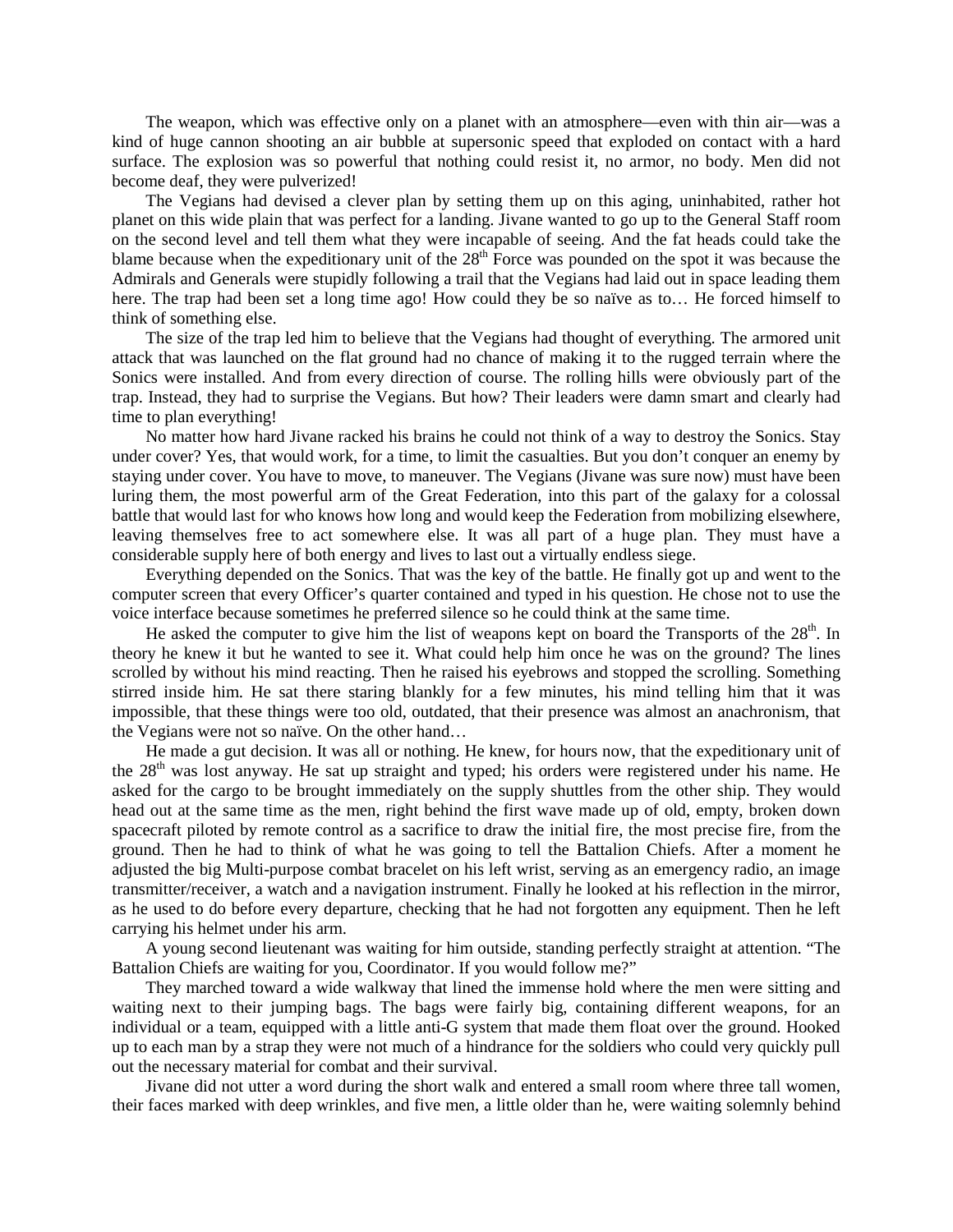The weapon, which was effective only on a planet with an atmosphere—even with thin air—was a kind of huge cannon shooting an air bubble at supersonic speed that exploded on contact with a hard surface. The explosion was so powerful that nothing could resist it, no armor, no body. Men did not become deaf, they were pulverized!

The Vegians had devised a clever plan by setting them up on this aging, uninhabited, rather hot planet on this wide plain that was perfect for a landing. Jivane wanted to go up to the General Staff room on the second level and tell them what they were incapable of seeing. And the fat heads could take the blame because when the expeditionary unit of the 28th Force was pounded on the spot it was because the Admirals and Generals were stupidly following a trail that the Vegians had laid out in space leading them here. The trap had been set a long time ago! How could they be so naïve as to… He forced himself to think of something else.

The size of the trap led him to believe that the Vegians had thought of everything. The armored unit attack that was launched on the flat ground had no chance of making it to the rugged terrain where the Sonics were installed. And from every direction of course. The rolling hills were obviously part of the trap. Instead, they had to surprise the Vegians. But how? Their leaders were damn smart and clearly had time to plan everything!

No matter how hard Jivane racked his brains he could not think of a way to destroy the Sonics. Stay under cover? Yes, that would work, for a time, to limit the casualties. But you don't conquer an enemy by staying under cover. You have to move, to maneuver. The Vegians (Jivane was sure now) must have been luring them, the most powerful arm of the Great Federation, into this part of the galaxy for a colossal battle that would last for who knows how long and would keep the Federation from mobilizing elsewhere, leaving themselves free to act somewhere else. It was all part of a huge plan. They must have a considerable supply here of both energy and lives to last out a virtually endless siege.

Everything depended on the Sonics. That was the key of the battle. He finally got up and went to the computer screen that every Officer's quarter contained and typed in his question. He chose not to use the voice interface because sometimes he preferred silence so he could think at the same time.

He asked the computer to give him the list of weapons kept on board the Transports of the 28th. In theory he knew it but he wanted to see it. What could help him once he was on the ground? The lines scrolled by without his mind reacting. Then he raised his eyebrows and stopped the scrolling. Something stirred inside him. He sat there staring blankly for a few minutes, his mind telling him that it was impossible, that these things were too old, outdated, that their presence was almost an anachronism, that the Vegians were not so naïve. On the other hand…

He made a gut decision. It was all or nothing. He knew, for hours now, that the expeditionary unit of the 28th was lost anyway. He sat up straight and typed; his orders were registered under his name. He asked for the cargo to be brought immediately on the supply shuttles from the other ship. They would head out at the same time as the men, right behind the first wave made up of old, empty, broken down spacecraft piloted by remote control as a sacrifice to draw the initial fire, the most precise fire, from the ground. Then he had to think of what he was going to tell the Battalion Chiefs. After a moment he adjusted the big Multi-purpose combat bracelet on his left wrist, serving as an emergency radio, an image transmitter/receiver, a watch and a navigation instrument. Finally he looked at his reflection in the mirror, as he used to do before every departure, checking that he had not forgotten any equipment. Then he left carrying his helmet under his arm.

A young second lieutenant was waiting for him outside, standing perfectly straight at attention. "The Battalion Chiefs are waiting for you, Coordinator. If you would follow me?"

They marched toward a wide walkway that lined the immense hold where the men were sitting and waiting next to their jumping bags. The bags were fairly big, containing different weapons, for an individual or a team, equipped with a little anti-G system that made them float over the ground. Hooked up to each man by a strap they were not much of a hindrance for the soldiers who could very quickly pull out the necessary material for combat and their survival.

Jivane did not utter a word during the short walk and entered a small room where three tall women, their faces marked with deep wrinkles, and five men, a little older than he, were waiting solemnly behind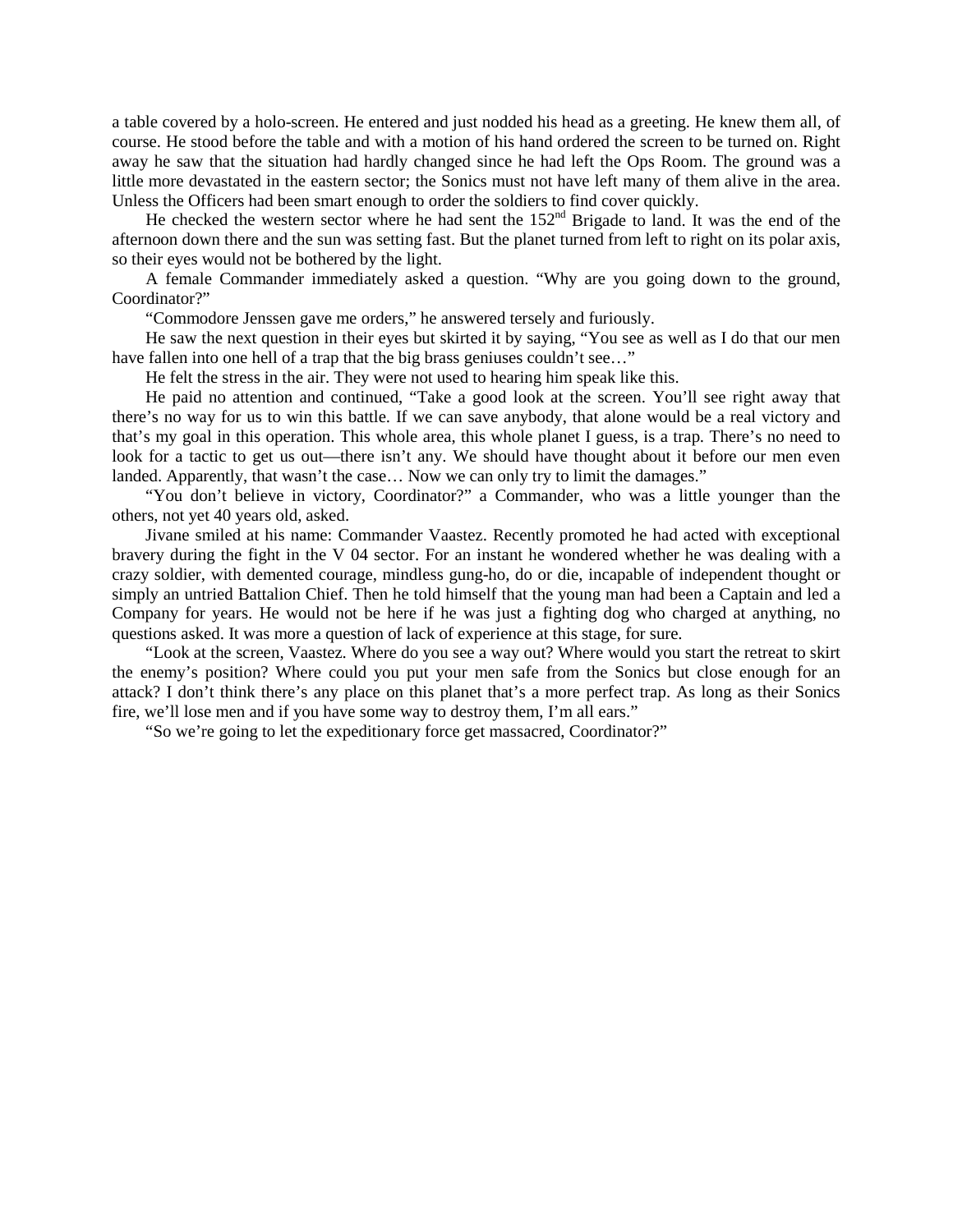a table covered by a holo-screen. He entered and just nodded his head as a greeting. He knew them all, of course. He stood before the table and with a motion of his hand ordered the screen to be turned on. Right away he saw that the situation had hardly changed since he had left the Ops Room. The ground was a little more devastated in the eastern sector; the Sonics must not have left many of them alive in the area. Unless the Officers had been smart enough to order the soldiers to find cover quickly.

He checked the western sector where he had sent the 152nd Brigade to land. It was the end of the afternoon down there and the sun was setting fast. But the planet turned from left to right on its polar axis, so their eyes would not be bothered by the light.

A female Commander immediately asked a question. "Why are you going down to the ground, Coordinator?"

"Commodore Jenssen gave me orders," he answered tersely and furiously.

He saw the next question in their eyes but skirted it by saying, "You see as well as I do that our men have fallen into one hell of a trap that the big brass geniuses couldn't see…"

He felt the stress in the air. They were not used to hearing him speak like this.

He paid no attention and continued, "Take a good look at the screen. You'll see right away that there's no way for us to win this battle. If we can save anybody, that alone would be a real victory and that's my goal in this operation. This whole area, this whole planet I guess, is a trap. There's no need to look for a tactic to get us out—there isn't any. We should have thought about it before our men even landed. Apparently, that wasn't the case… Now we can only try to limit the damages."

"You don't believe in victory, Coordinator?" a Commander, who was a little younger than the others, not yet 40 years old, asked.

Jivane smiled at his name: Commander Vaastez. Recently promoted he had acted with exceptional bravery during the fight in the V 04 sector. For an instant he wondered whether he was dealing with a crazy soldier, with demented courage, mindless gung-ho, do or die, incapable of independent thought or simply an untried Battalion Chief. Then he told himself that the young man had been a Captain and led a Company for years. He would not be here if he was just a fighting dog who charged at anything, no questions asked. It was more a question of lack of experience at this stage, for sure.

"Look at the screen, Vaastez. Where do you see a way out? Where would you start the retreat to skirt the enemy's position? Where could you put your men safe from the Sonics but close enough for an attack? I don't think there's any place on this planet that's a more perfect trap. As long as their Sonics fire, we'll lose men and if you have some way to destroy them, I'm all ears."

"So we're going to let the expeditionary force get massacred, Coordinator?"